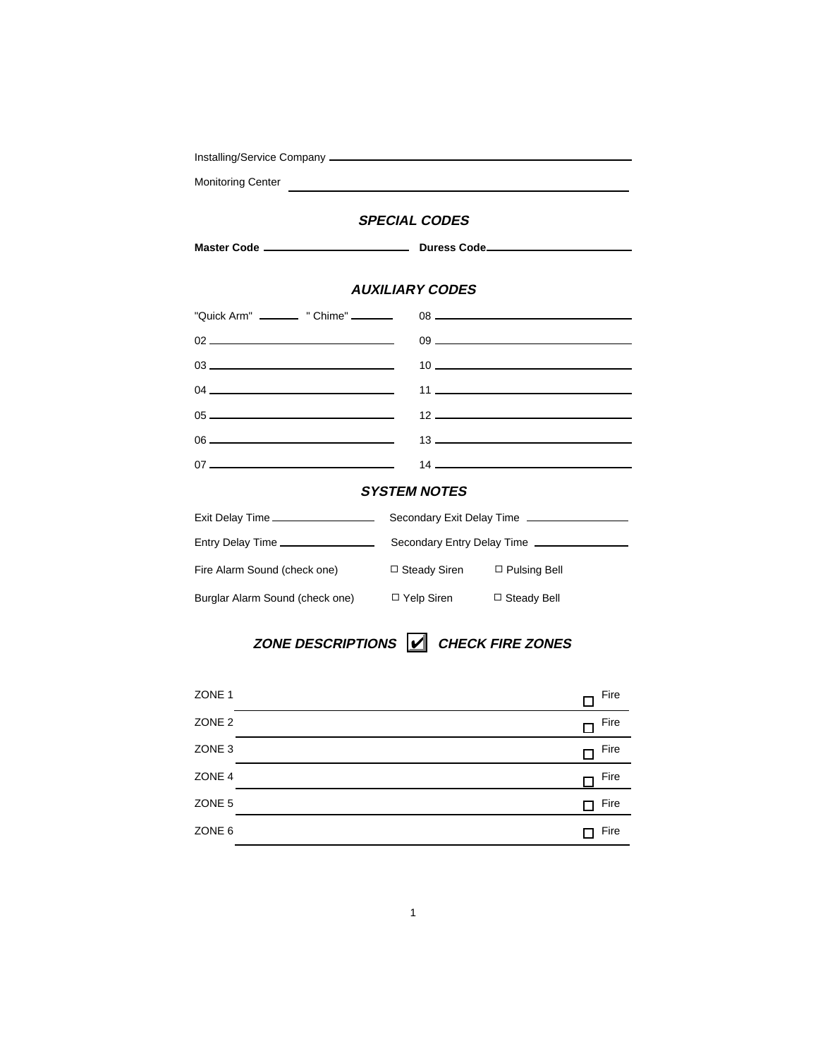Installing/Service Company ______________________________

Monitoring Center ______________________________

### *SPECIAL CODES*

**Master Code** ______________ **Duress Code** ______________

### *AUXILIARY CODES*

"Quick Arm" ______ " Chime" ______

02 ______________

03 ______________

04 ______________

05 ______________

06 ______________

07 ______________

08 ______________

09 ______________

10 ______________

11 ______________

12 ______________

13 ______________

14 ______________

### *SYSTEM NOTES*

Exit Delay Time ______________ Secondary Exit Delay Time ______________

Entry Delay Time ______________ Secondary Entry Delay Time ______________

Fire Alarm Sound (check one) ☐ Steady Siren ☐ Pulsing Bell

Burglar Alarm Sound (check one) ☐ Yelp Siren ☐ Steady Bell

### *ZONE DESCRIPTIONS ☑ CHECK FIRE ZONES*

ZONE 1 ______________________________ ☐ Fire

ZONE 2 ______________________________ ☐ Fire

ZONE 3 ______________________________ ☐ Fire

ZONE 4 ______________________________ ☐ Fire

ZONE 5 ______________________________ ☐ Fire

ZONE 6 ______________________________ ☐ Fire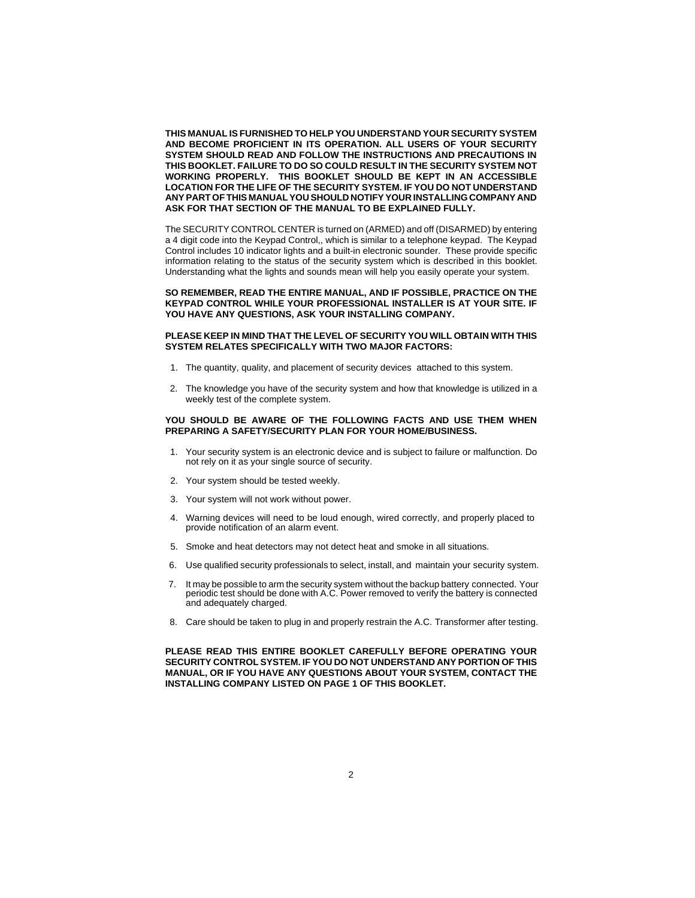**THIS MANUAL IS FURNISHED TO HELP YOU UNDERSTAND YOUR SECURITY SYSTEM AND BECOME PROFICIENT IN ITS OPERATION. ALL USERS OF YOUR SECURITY SYSTEM SHOULD READ AND FOLLOW THE INSTRUCTIONS AND PRECAUTIONS IN THIS BOOKLET. FAILURE TO DO SO COULD RESULT IN THE SECURITY SYSTEM NOT WORKING PROPERLY. THIS BOOKLET SHOULD BE KEPT IN AN ACCESSIBLE LOCATION FOR THE LIFE OF THE SECURITY SYSTEM. IF YOU DO NOT UNDERSTAND ANY PART OF THIS MANUAL YOU SHOULD NOTIFY YOUR INSTALLING COMPANY AND ASK FOR THAT SECTION OF THE MANUAL TO BE EXPLAINED FULLY.**

The SECURITY CONTROL CENTER is turned on (ARMED) and off (DISARMED) by entering a 4 digit code into the Keypad Control,, which is similar to a telephone keypad. The Keypad Control includes 10 indicator lights and a built-in electronic sounder. These provide specific information relating to the status of the security system which is described in this booklet. Understanding what the lights and sounds mean will help you easily operate your system.

**SO REMEMBER, READ THE ENTIRE MANUAL, AND IF POSSIBLE, PRACTICE ON THE KEYPAD CONTROL WHILE YOUR PROFESSIONAL INSTALLER IS AT YOUR SITE. IF YOU HAVE ANY QUESTIONS, ASK YOUR INSTALLING COMPANY.**

**PLEASE KEEP IN MIND THAT THE LEVEL OF SECURITY YOU WILL OBTAIN WITH THIS SYSTEM RELATES SPECIFICALLY WITH TWO MAJOR FACTORS:**

1. The quantity, quality, and placement of security devices attached to this system.
2. The knowledge you have of the security system and how that knowledge is utilized in a weekly test of the complete system.

**YOU SHOULD BE AWARE OF THE FOLLOWING FACTS AND USE THEM WHEN PREPARING A SAFETY/SECURITY PLAN FOR YOUR HOME/BUSINESS.**

1. Your security system is an electronic device and is subject to failure or malfunction. Do not rely on it as your single source of security.
2. Your system should be tested weekly.
3. Your system will not work without power.
4. Warning devices will need to be loud enough, wired correctly, and properly placed to provide notification of an alarm event.
5. Smoke and heat detectors may not detect heat and smoke in all situations.
6. Use qualified security professionals to select, install, and maintain your security system.
7. It may be possible to arm the security system without the backup battery connected. Your periodic test should be done with A.C. Power removed to verify the battery is connected and adequately charged.
8. Care should be taken to plug in and properly restrain the A.C. Transformer after testing.

**PLEASE READ THIS ENTIRE BOOKLET CAREFULLY BEFORE OPERATING YOUR SECURITY CONTROL SYSTEM. IF YOU DO NOT UNDERSTAND ANY PORTION OF THIS MANUAL, OR IF YOU HAVE ANY QUESTIONS ABOUT YOUR SYSTEM, CONTACT THE INSTALLING COMPANY LISTED ON PAGE 1 OF THIS BOOKLET.**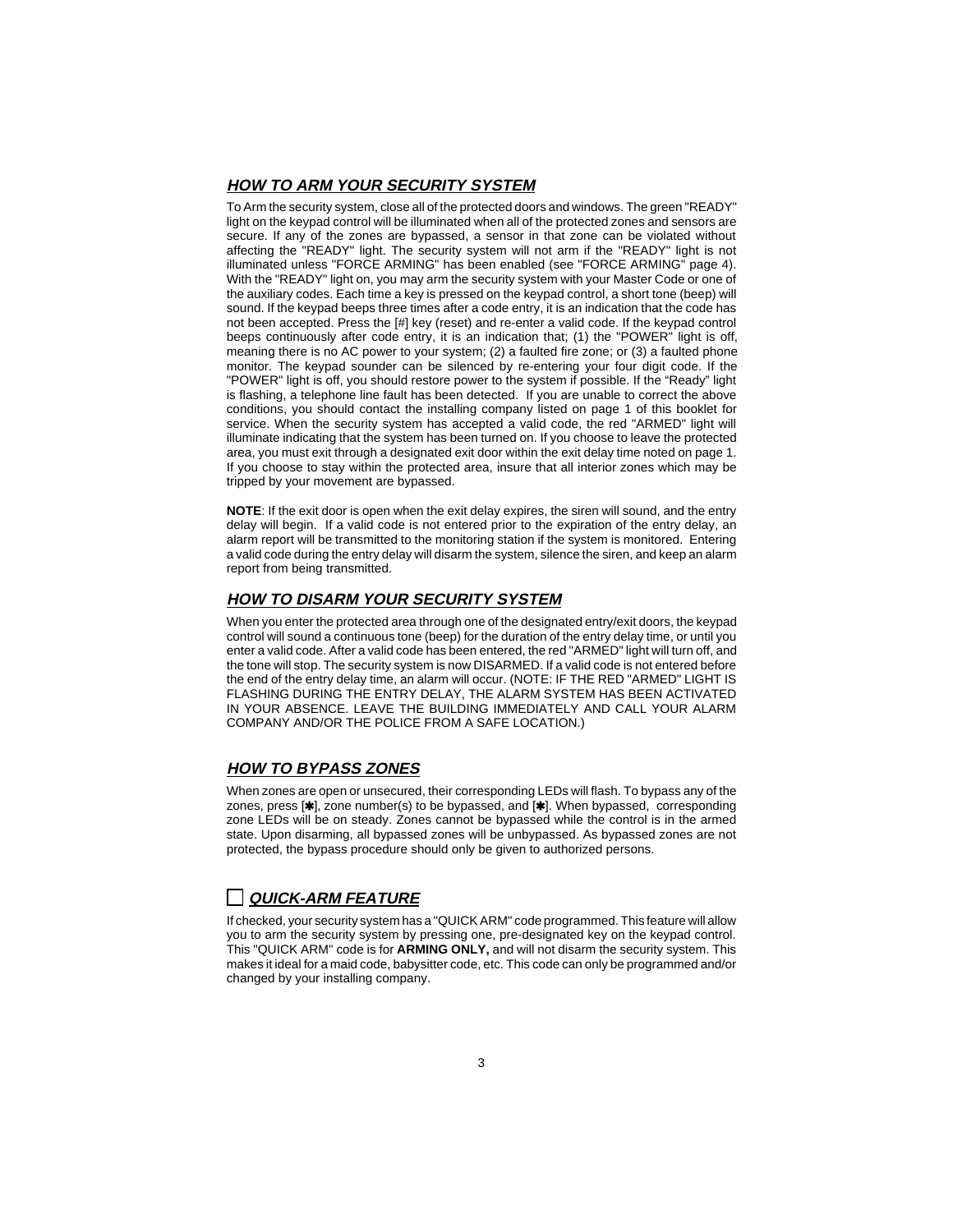## ***HOW TO ARM YOUR SECURITY SYSTEM***

To Arm the security system, close all of the protected doors and windows. The green "READY" light on the keypad control will be illuminated when all of the protected zones and sensors are secure. If any of the zones are bypassed, a sensor in that zone can be violated without affecting the "READY" light. The security system will not arm if the "READY" light is not illuminated unless "FORCE ARMING" has been enabled (see "FORCE ARMING" page 4). With the "READY" light on, you may arm the security system with your Master Code or one of the auxiliary codes. Each time a key is pressed on the keypad control, a short tone (beep) will sound. If the keypad beeps three times after a code entry, it is an indication that the code has not been accepted. Press the [#] key (reset) and re-enter a valid code. If the keypad control beeps continuously after code entry, it is an indication that; (1) the "POWER" light is off, meaning there is no AC power to your system; (2) a faulted fire zone; or (3) a faulted phone monitor. The keypad sounder can be silenced by re-entering your four digit code. If the "POWER" light is off, you should restore power to the system if possible. If the "Ready" light is flashing, a telephone line fault has been detected. If you are unable to correct the above conditions, you should contact the installing company listed on page 1 of this booklet for service. When the security system has accepted a valid code, the red "ARMED" light will illuminate indicating that the system has been turned on. If you choose to leave the protected area, you must exit through a designated exit door within the exit delay time noted on page 1. If you choose to stay within the protected area, insure that all interior zones which may be tripped by your movement are bypassed.

**NOTE**: If the exit door is open when the exit delay expires, the siren will sound, and the entry delay will begin. If a valid code is not entered prior to the expiration of the entry delay, an alarm report will be transmitted to the monitoring station if the system is monitored. Entering a valid code during the entry delay will disarm the system, silence the siren, and keep an alarm report from being transmitted.

## ***HOW TO DISARM YOUR SECURITY SYSTEM***

When you enter the protected area through one of the designated entry/exit doors, the keypad control will sound a continuous tone (beep) for the duration of the entry delay time, or until you enter a valid code. After a valid code has been entered, the red "ARMED" light will turn off, and the tone will stop. The security system is now DISARMED. If a valid code is not entered before the end of the entry delay time, an alarm will occur. (NOTE: IF THE RED "ARMED" LIGHT IS FLASHING DURING THE ENTRY DELAY, THE ALARM SYSTEM HAS BEEN ACTIVATED IN YOUR ABSENCE. LEAVE THE BUILDING IMMEDIATELY AND CALL YOUR ALARM COMPANY AND/OR THE POLICE FROM A SAFE LOCATION.)

## ***HOW TO BYPASS ZONES***

When zones are open or unsecured, their corresponding LEDs will flash. To bypass any of the zones, press [✱], zone number(s) to be bypassed, and [✱]. When bypassed, corresponding zone LEDs will be on steady. Zones cannot be bypassed while the control is in the armed state. Upon disarming, all bypassed zones will be unbypassed. As bypassed zones are not protected, the bypass procedure should only be given to authorized persons.

## ☐ ***QUICK-ARM FEATURE***

If checked, your security system has a "QUICK ARM" code programmed. This feature will allow you to arm the security system by pressing one, pre-designated key on the keypad control. This "QUICK ARM" code is for **ARMING ONLY,** and will not disarm the security system. This makes it ideal for a maid code, babysitter code, etc. This code can only be programmed and/or changed by your installing company.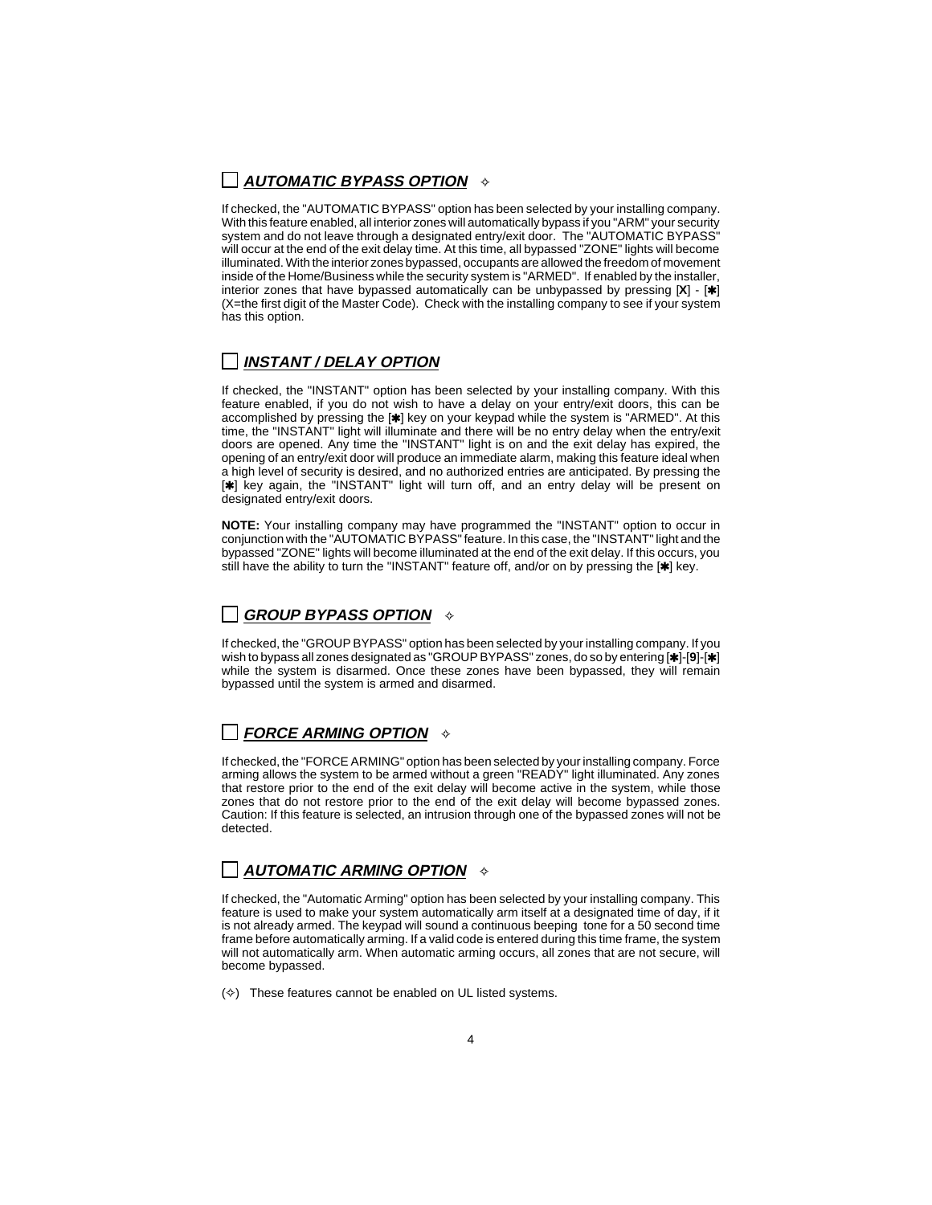## ☐ ***AUTOMATIC BYPASS OPTION*** ✧

If checked, the "AUTOMATIC BYPASS" option has been selected by your installing company. With this feature enabled, all interior zones will automatically bypass if you "ARM" your security system and do not leave through a designated entry/exit door. The "AUTOMATIC BYPASS" will occur at the end of the exit delay time. At this time, all bypassed "ZONE" lights will become illuminated. With the interior zones bypassed, occupants are allowed the freedom of movement inside of the Home/Business while the security system is "ARMED". If enabled by the installer, interior zones that have bypassed automatically can be unbypassed by pressing [**X**] - [✱] (X=the first digit of the Master Code). Check with the installing company to see if your system has this option.

## ☐ ***INSTANT / DELAY OPTION***

If checked, the "INSTANT" option has been selected by your installing company. With this feature enabled, if you do not wish to have a delay on your entry/exit doors, this can be accomplished by pressing the [✱] key on your keypad while the system is "ARMED". At this time, the "INSTANT" light will illuminate and there will be no entry delay when the entry/exit doors are opened. Any time the "INSTANT" light is on and the exit delay has expired, the opening of an entry/exit door will produce an immediate alarm, making this feature ideal when a high level of security is desired, and no authorized entries are anticipated. By pressing the [✱] key again, the "INSTANT" light will turn off, and an entry delay will be present on designated entry/exit doors.

**NOTE:** Your installing company may have programmed the "INSTANT" option to occur in conjunction with the "AUTOMATIC BYPASS" feature. In this case, the "INSTANT" light and the bypassed "ZONE" lights will become illuminated at the end of the exit delay. If this occurs, you still have the ability to turn the "INSTANT" feature off, and/or on by pressing the [✱] key.

## ☐ ***GROUP BYPASS OPTION*** ✧

If checked, the "GROUP BYPASS" option has been selected by your installing company. If you wish to bypass all zones designated as "GROUP BYPASS" zones, do so by entering [✱]-[**9**]-[✱] while the system is disarmed. Once these zones have been bypassed, they will remain bypassed until the system is armed and disarmed.

## ☐ ***FORCE ARMING OPTION*** ✧

If checked, the "FORCE ARMING" option has been selected by your installing company. Force arming allows the system to be armed without a green "READY" light illuminated. Any zones that restore prior to the end of the exit delay will become active in the system, while those zones that do not restore prior to the end of the exit delay will become bypassed zones. Caution: If this feature is selected, an intrusion through one of the bypassed zones will not be detected.

## ☐ ***AUTOMATIC ARMING OPTION*** ✧

If checked, the "Automatic Arming" option has been selected by your installing company. This feature is used to make your system automatically arm itself at a designated time of day, if it is not already armed. The keypad will sound a continuous beeping tone for a 50 second time frame before automatically arming. If a valid code is entered during this time frame, the system will not automatically arm. When automatic arming occurs, all zones that are not secure, will become bypassed.

(✧) These features cannot be enabled on UL listed systems.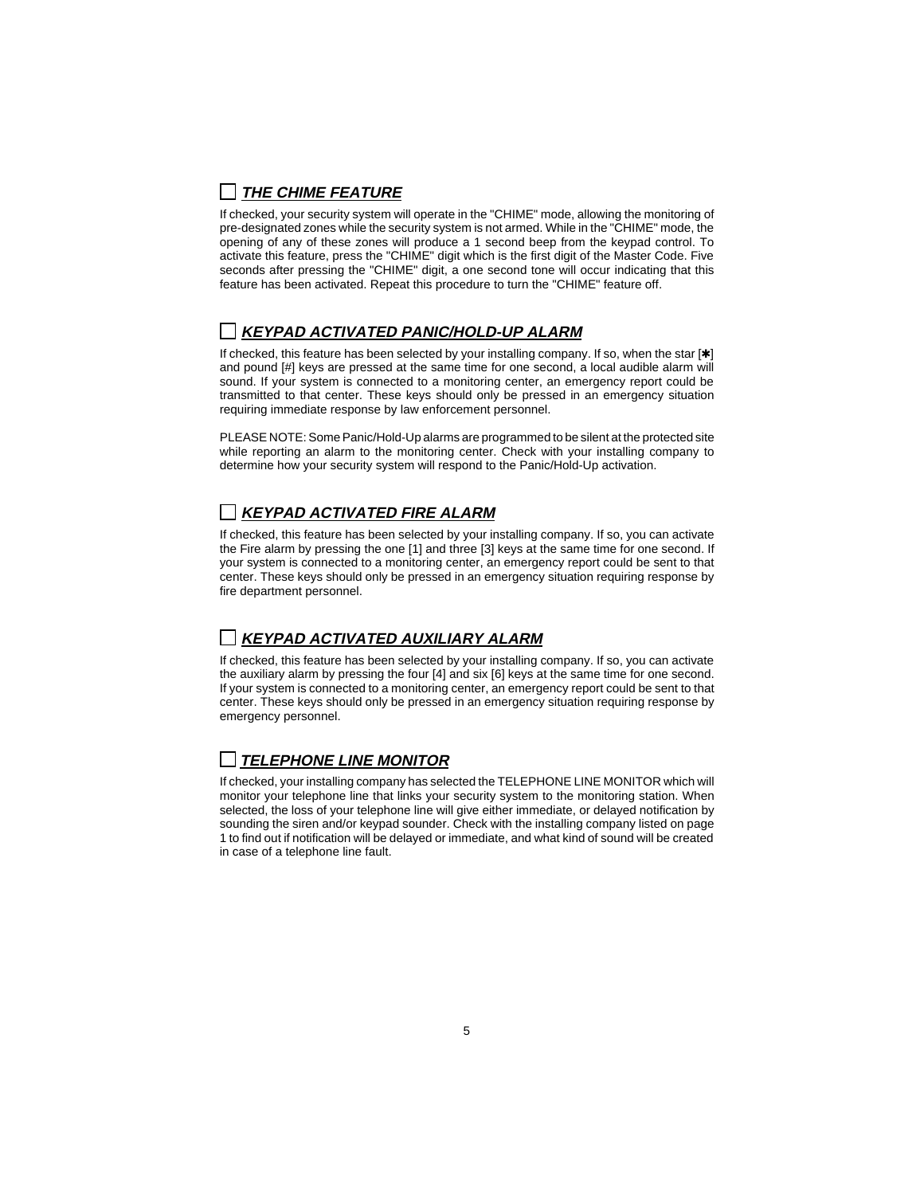## ☐ ***THE CHIME FEATURE***

If checked, your security system will operate in the "CHIME" mode, allowing the monitoring of pre-designated zones while the security system is not armed. While in the "CHIME" mode, the opening of any of these zones will produce a 1 second beep from the keypad control. To activate this feature, press the "CHIME" digit which is the first digit of the Master Code. Five seconds after pressing the "CHIME" digit, a one second tone will occur indicating that this feature has been activated. Repeat this procedure to turn the "CHIME" feature off.

## ☐ ***KEYPAD ACTIVATED PANIC/HOLD-UP ALARM***

If checked, this feature has been selected by your installing company. If so, when the star [✱] and pound [#] keys are pressed at the same time for one second, a local audible alarm will sound. If your system is connected to a monitoring center, an emergency report could be transmitted to that center. These keys should only be pressed in an emergency situation requiring immediate response by law enforcement personnel.

PLEASE NOTE: Some Panic/Hold-Up alarms are programmed to be silent at the protected site while reporting an alarm to the monitoring center. Check with your installing company to determine how your security system will respond to the Panic/Hold-Up activation.

## ☐ ***KEYPAD ACTIVATED FIRE ALARM***

If checked, this feature has been selected by your installing company. If so, you can activate the Fire alarm by pressing the one [1] and three [3] keys at the same time for one second. If your system is connected to a monitoring center, an emergency report could be sent to that center. These keys should only be pressed in an emergency situation requiring response by fire department personnel.

## ☐ ***KEYPAD ACTIVATED AUXILIARY ALARM***

If checked, this feature has been selected by your installing company. If so, you can activate the auxiliary alarm by pressing the four [4] and six [6] keys at the same time for one second. If your system is connected to a monitoring center, an emergency report could be sent to that center. These keys should only be pressed in an emergency situation requiring response by emergency personnel.

## ☐ ***TELEPHONE LINE MONITOR***

If checked, your installing company has selected the TELEPHONE LINE MONITOR which will monitor your telephone line that links your security system to the monitoring station. When selected, the loss of your telephone line will give either immediate, or delayed notification by sounding the siren and/or keypad sounder. Check with the installing company listed on page 1 to find out if notification will be delayed or immediate, and what kind of sound will be created in case of a telephone line fault.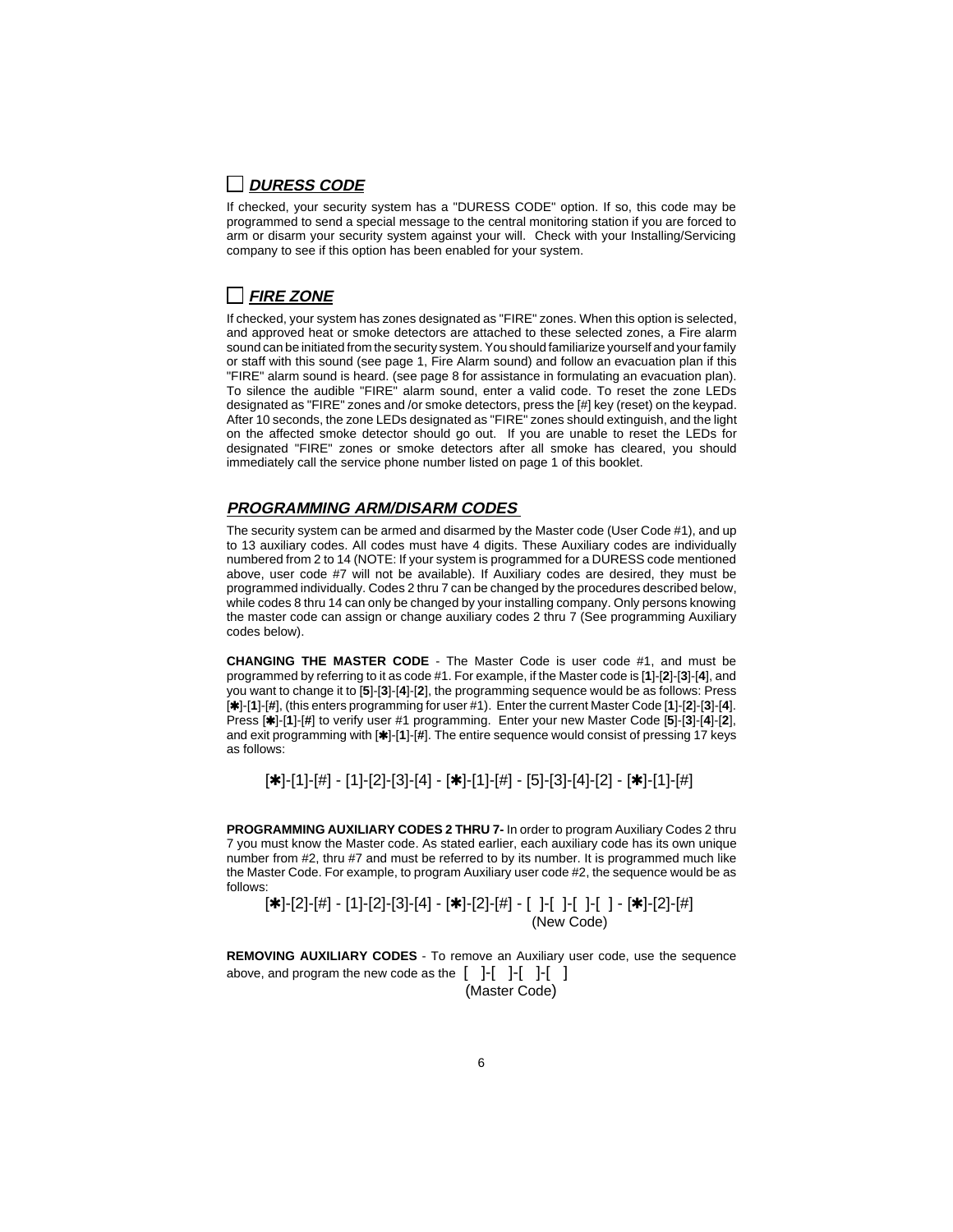## ☐ ***DURESS CODE***

If checked, your security system has a "DURESS CODE" option. If so, this code may be programmed to send a special message to the central monitoring station if you are forced to arm or disarm your security system against your will. Check with your Installing/Servicing company to see if this option has been enabled for your system.

## ☐ ***FIRE ZONE***

If checked, your system has zones designated as "FIRE" zones. When this option is selected, and approved heat or smoke detectors are attached to these selected zones, a Fire alarm sound can be initiated from the security system. You should familiarize yourself and your family or staff with this sound (see page 1, Fire Alarm sound) and follow an evacuation plan if this "FIRE" alarm sound is heard. (see page 8 for assistance in formulating an evacuation plan). To silence the audible "FIRE" alarm sound, enter a valid code. To reset the zone LEDs designated as "FIRE" zones and /or smoke detectors, press the [#] key (reset) on the keypad. After 10 seconds, the zone LEDs designated as "FIRE" zones should extinguish, and the light on the affected smoke detector should go out. If you are unable to reset the LEDs for designated "FIRE" zones or smoke detectors after all smoke has cleared, you should immediately call the service phone number listed on page 1 of this booklet.

## ***PROGRAMMING ARM/DISARM CODES***

The security system can be armed and disarmed by the Master code (User Code #1), and up to 13 auxiliary codes. All codes must have 4 digits. These Auxiliary codes are individually numbered from 2 to 14 (NOTE: If your system is programmed for a DURESS code mentioned above, user code #7 will not be available). If Auxiliary codes are desired, they must be programmed individually. Codes 2 thru 7 can be changed by the procedures described below, while codes 8 thru 14 can only be changed by your installing company. Only persons knowing the master code can assign or change auxiliary codes 2 thru 7 (See programming Auxiliary codes below).

**CHANGING THE MASTER CODE** - The Master Code is user code #1, and must be programmed by referring to it as code #1. For example, if the Master code is [**1**]-[**2**]-[**3**]-[**4**], and you want to change it to [**5**]-[**3**]-[**4**]-[**2**], the programming sequence would be as follows: Press [✱]-[**1**]-[#], (this enters programming for user #1). Enter the current Master Code [**1**]-[**2**]-[**3**]-[**4**]. Press [✱]-[**1**]-[#] to verify user #1 programming. Enter your new Master Code [**5**]-[**3**]-[**4**]-[**2**], and exit programming with [✱]-[**1**]-[#]. The entire sequence would consist of pressing 17 keys as follows:

[✱]-[1]-[#] - [1]-[2]-[3]-[4] - [✱]-[1]-[#] - [5]-[3]-[4]-[2] - [✱]-[1]-[#]

**PROGRAMMING AUXILIARY CODES 2 THRU 7-** In order to program Auxiliary Codes 2 thru 7 you must know the Master code. As stated earlier, each auxiliary code has its own unique number from #2, thru #7 and must be referred to by its number. It is programmed much like the Master Code. For example, to program Auxiliary user code #2, the sequence would be as follows:

[✱]-[2]-[#] - [1]-[2]-[3]-[4] - [✱]-[2]-[#] - [ ]-[ ]-[ ]-[ ] - [✱]-[2]-[#]
(New Code)

**REMOVING AUXILIARY CODES** - To remove an Auxiliary user code, use the sequence above, and program the new code as the [ ]-[ ]-[ ]-[ ]
(Master Code)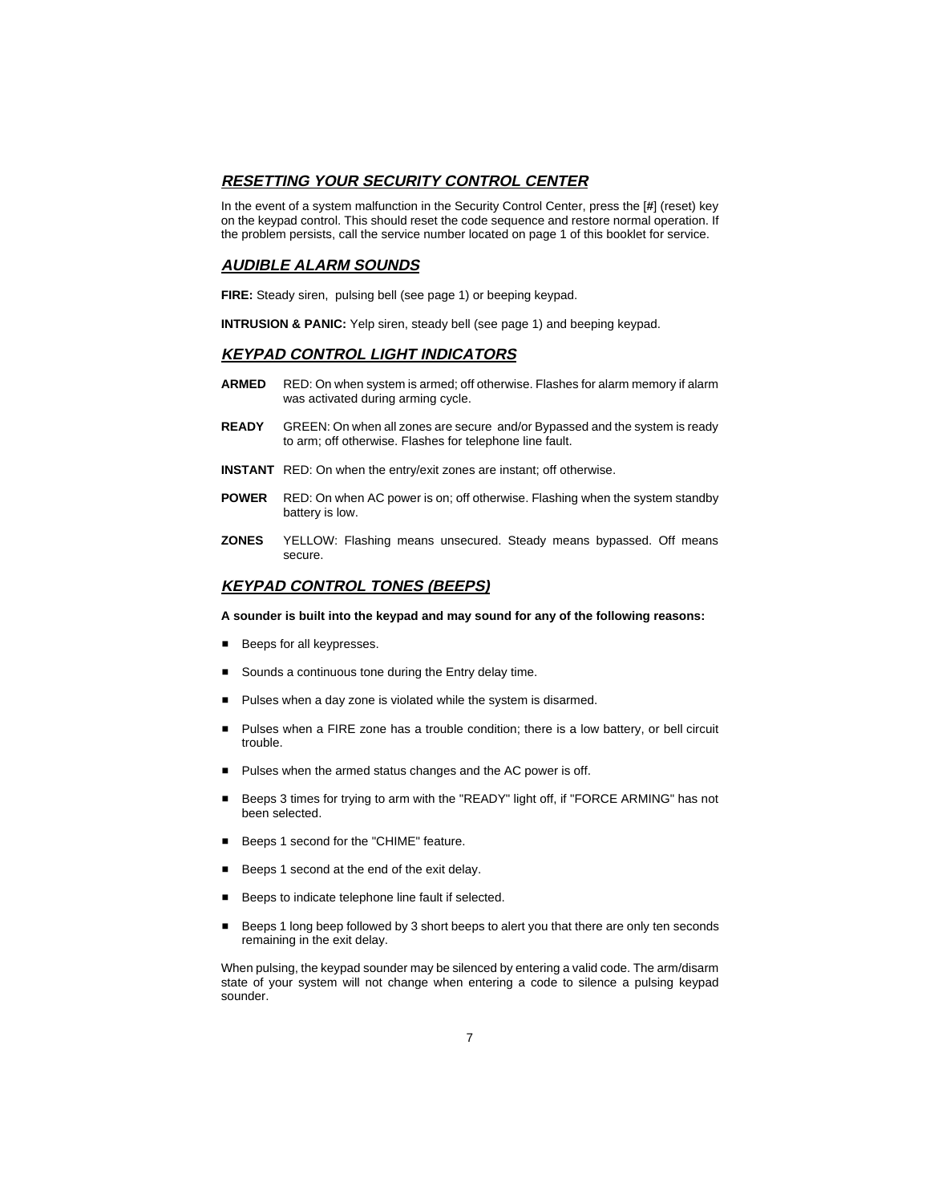## ***RESETTING YOUR SECURITY CONTROL CENTER***

In the event of a system malfunction in the Security Control Center, press the [#] (reset) key on the keypad control. This should reset the code sequence and restore normal operation. If the problem persists, call the service number located on page 1 of this booklet for service.

## ***AUDIBLE ALARM SOUNDS***

**FIRE:** Steady siren, pulsing bell (see page 1) or beeping keypad.

**INTRUSION & PANIC:** Yelp siren, steady bell (see page 1) and beeping keypad.

## ***KEYPAD CONTROL LIGHT INDICATORS***

**ARMED** RED: On when system is armed; off otherwise. Flashes for alarm memory if alarm was activated during arming cycle.

**READY** GREEN: On when all zones are secure and/or Bypassed and the system is ready to arm; off otherwise. Flashes for telephone line fault.

**INSTANT** RED: On when the entry/exit zones are instant; off otherwise.

**POWER** RED: On when AC power is on; off otherwise. Flashing when the system standby battery is low.

**ZONES** YELLOW: Flashing means unsecured. Steady means bypassed. Off means secure.

## ***KEYPAD CONTROL TONES (BEEPS)***

**A sounder is built into the keypad and may sound for any of the following reasons:**

- Beeps for all keypresses.
- Sounds a continuous tone during the Entry delay time.
- Pulses when a day zone is violated while the system is disarmed.
- Pulses when a FIRE zone has a trouble condition; there is a low battery, or bell circuit trouble.
- Pulses when the armed status changes and the AC power is off.
- Beeps 3 times for trying to arm with the "READY" light off, if "FORCE ARMING" has not been selected.
- Beeps 1 second for the "CHIME" feature.
- Beeps 1 second at the end of the exit delay.
- Beeps to indicate telephone line fault if selected.
- Beeps 1 long beep followed by 3 short beeps to alert you that there are only ten seconds remaining in the exit delay.

When pulsing, the keypad sounder may be silenced by entering a valid code. The arm/disarm state of your system will not change when entering a code to silence a pulsing keypad sounder.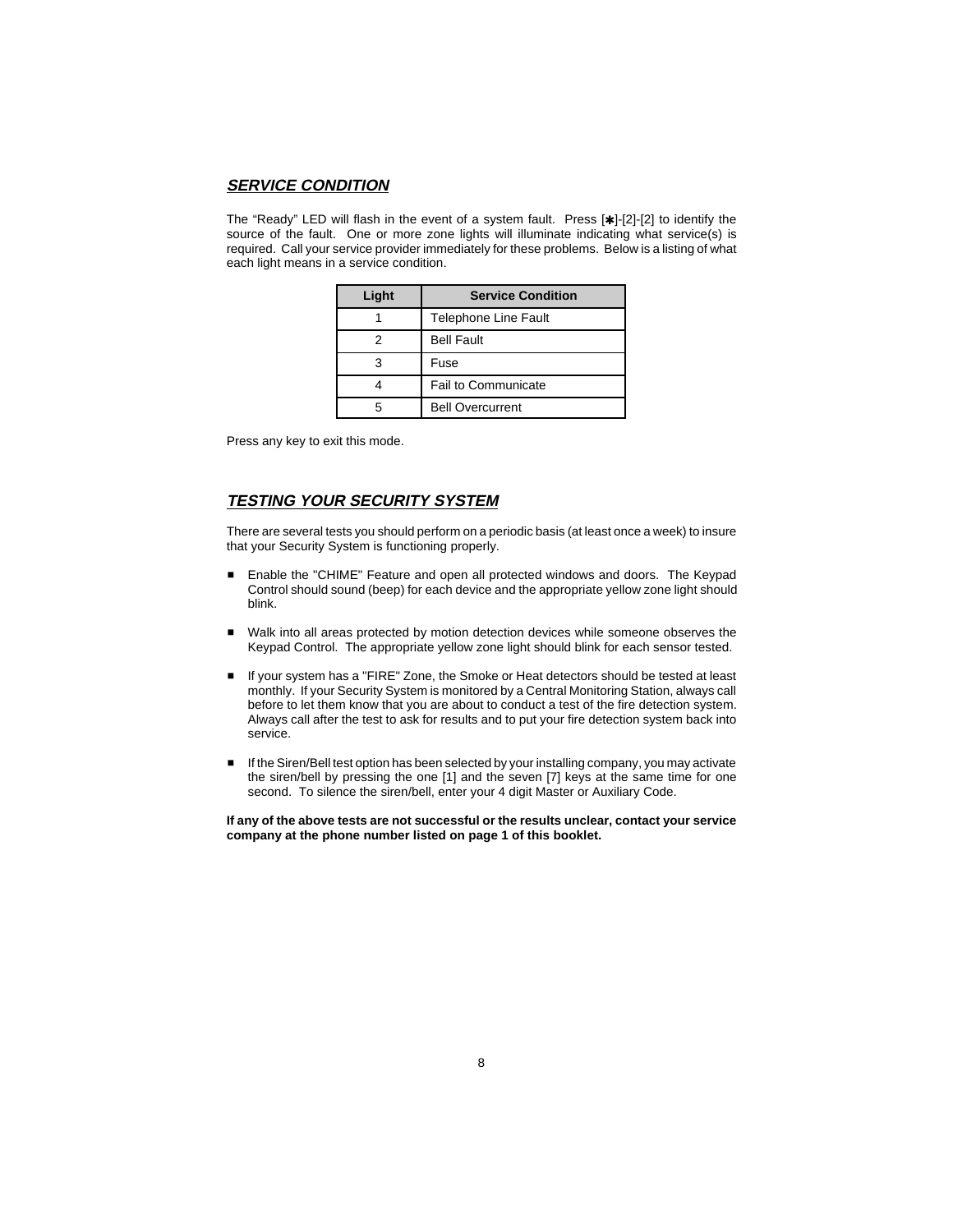## ***SERVICE CONDITION***

The “Ready” LED will flash in the event of a system fault. Press [✱]-[2]-[2] to identify the source of the fault. One or more zone lights will illuminate indicating what service(s) is required. Call your service provider immediately for these problems. Below is a listing of what each light means in a service condition.

| Light | Service Condition |
|---|---|
| 1 | Telephone Line Fault |
| 2 | Bell Fault |
| 3 | Fuse |
| 4 | Fail to Communicate |
| 5 | Bell Overcurrent |

Press any key to exit this mode.

## ***TESTING YOUR SECURITY SYSTEM***

There are several tests you should perform on a periodic basis (at least once a week) to insure that your Security System is functioning properly.

- Enable the "CHIME" Feature and open all protected windows and doors. The Keypad Control should sound (beep) for each device and the appropriate yellow zone light should blink.
- Walk into all areas protected by motion detection devices while someone observes the Keypad Control. The appropriate yellow zone light should blink for each sensor tested.
- If your system has a "FIRE" Zone, the Smoke or Heat detectors should be tested at least monthly. If your Security System is monitored by a Central Monitoring Station, always call before to let them know that you are about to conduct a test of the fire detection system. Always call after the test to ask for results and to put your fire detection system back into service.
- If the Siren/Bell test option has been selected by your installing company, you may activate the siren/bell by pressing the one [1] and the seven [7] keys at the same time for one second. To silence the siren/bell, enter your 4 digit Master or Auxiliary Code.

**If any of the above tests are not successful or the results unclear, contact your service company at the phone number listed on page 1 of this booklet.**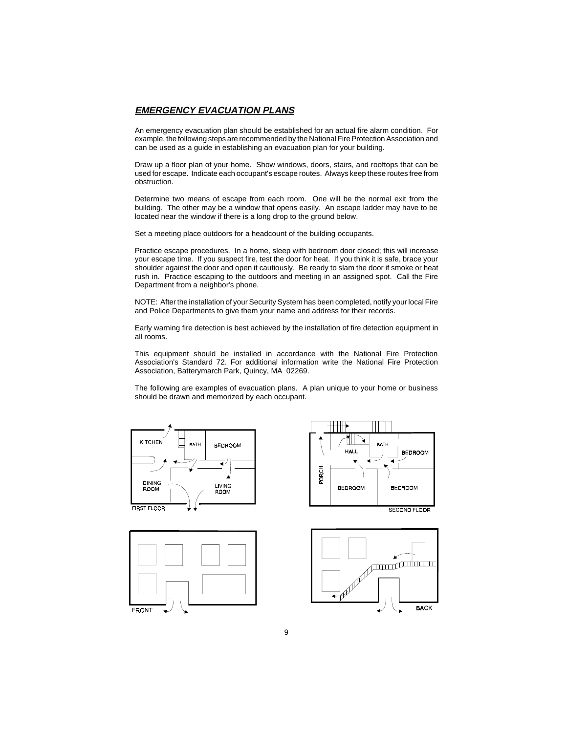## ***EMERGENCY EVACUATION PLANS***

An emergency evacuation plan should be established for an actual fire alarm condition. For example, the following steps are recommended by the National Fire Protection Association and can be used as a guide in establishing an evacuation plan for your building.

Draw up a floor plan of your home. Show windows, doors, stairs, and rooftops that can be used for escape. Indicate each occupant's escape routes. Always keep these routes free from obstruction.

Determine two means of escape from each room. One will be the normal exit from the building. The other may be a window that opens easily. An escape ladder may have to be located near the window if there is a long drop to the ground below.

Set a meeting place outdoors for a headcount of the building occupants.

Practice escape procedures. In a home, sleep with bedroom door closed; this will increase your escape time. If you suspect fire, test the door for heat. If you think it is safe, brace your shoulder against the door and open it cautiously. Be ready to slam the door if smoke or heat rush in. Practice escaping to the outdoors and meeting in an assigned spot. Call the Fire Department from a neighbor's phone.

NOTE: After the installation of your Security System has been completed, notify your local Fire and Police Departments to give them your name and address for their records.

Early warning fire detection is best achieved by the installation of fire detection equipment in all rooms.

This equipment should be installed in accordance with the National Fire Protection Association's Standard 72. For additional information write the National Fire Protection Association, Batterymarch Park, Quincy, MA 02269.

The following are examples of evacuation plans. A plan unique to your home or business should be drawn and memorized by each occupant.

KITCHEN BATH BEDROOM DINING ROOM LIVING ROOM FIRST FLOOR

HALL BATH BEDROOM PORCH BEDROOM BEDROOM SECOND FLOOR

FRONT

BACK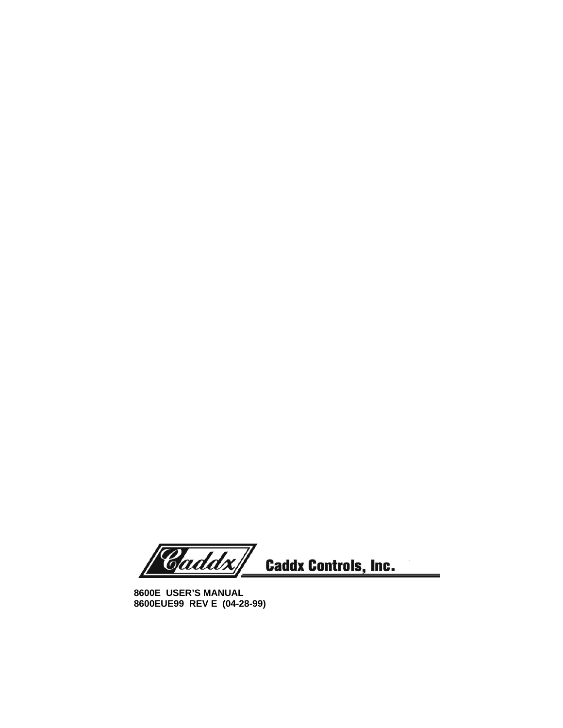Caddx Controls, Inc.

**8600E USER'S MANUAL**
**8600EUE99 REV E (04-28-99)**